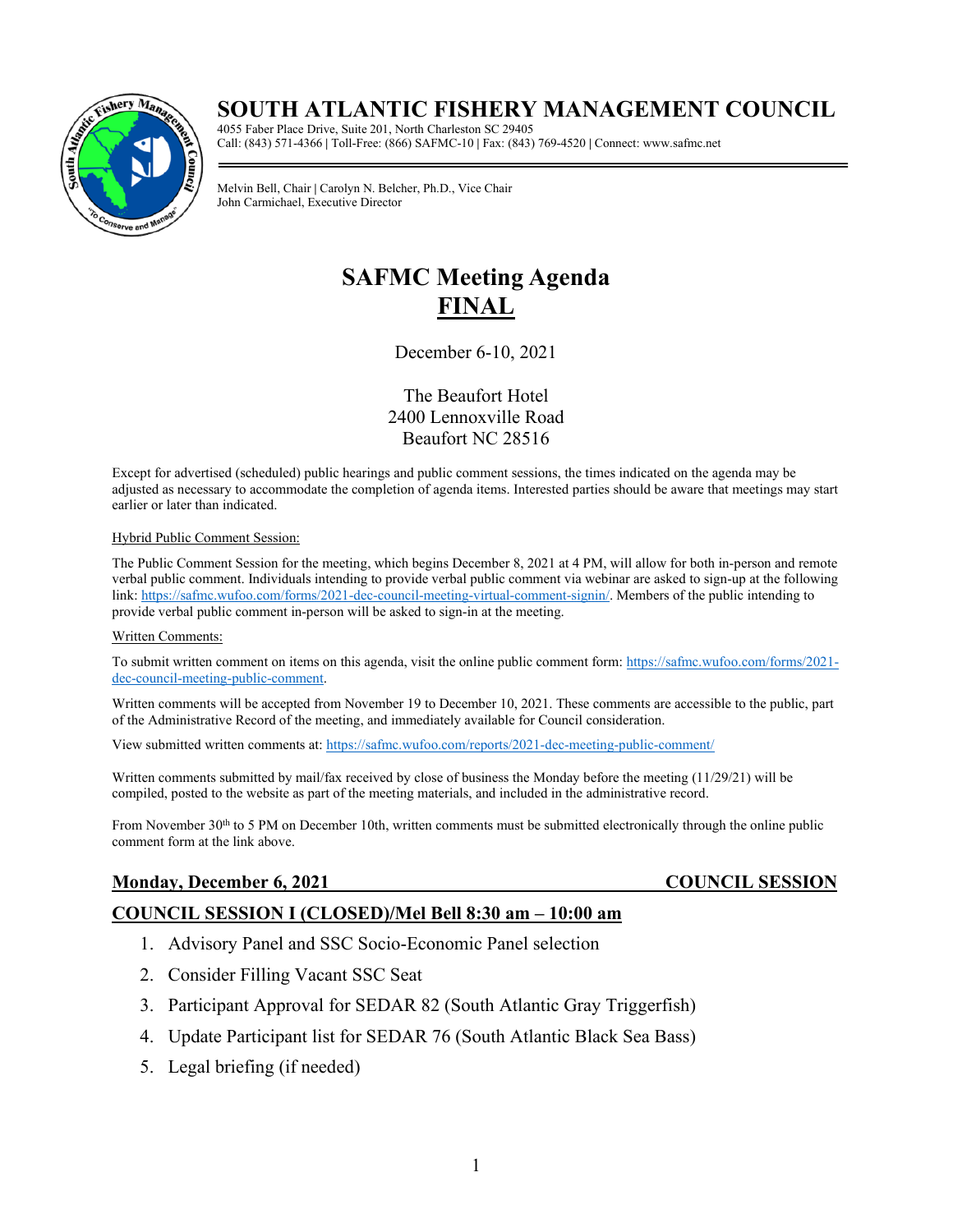# SOUTH ATLANTIC FISHERY MANAGEMENT COUNCIL

4055 Faber Place Drive, Suite 201, North Charleston SC 29405
Call: (843) 571-4366 | Toll-Free: (866) SAFMC-10 | Fax: (843) 769-4520 | Connect: www.safmc.net

Melvin Bell, Chair | Carolyn N. Belcher, Ph.D., Vice Chair
John Carmichael, Executive Director

# SAFMC Meeting Agenda
# FINAL

December 6-10, 2021

The Beaufort Hotel
2400 Lennoxville Road
Beaufort NC 28516

Except for advertised (scheduled) public hearings and public comment sessions, the times indicated on the agenda may be adjusted as necessary to accommodate the completion of agenda items. Interested parties should be aware that meetings may start earlier or later than indicated.

Hybrid Public Comment Session:

The Public Comment Session for the meeting, which begins December 8, 2021 at 4 PM, will allow for both in-person and remote verbal public comment. Individuals intending to provide verbal public comment via webinar are asked to sign-up at the following link: https://safmc.wufoo.com/forms/2021-dec-council-meeting-virtual-comment-signin/. Members of the public intending to provide verbal public comment in-person will be asked to sign-in at the meeting.

Written Comments:

To submit written comment on items on this agenda, visit the online public comment form: https://safmc.wufoo.com/forms/2021-dec-council-meeting-public-comment.

Written comments will be accepted from November 19 to December 10, 2021. These comments are accessible to the public, part of the Administrative Record of the meeting, and immediately available for Council consideration.

View submitted written comments at: https://safmc.wufoo.com/reports/2021-dec-meeting-public-comment/

Written comments submitted by mail/fax received by close of business the Monday before the meeting (11/29/21) will be compiled, posted to the website as part of the meeting materials, and included in the administrative record.

From November 30th to 5 PM on December 10th, written comments must be submitted electronically through the online public comment form at the link above.

## Monday, December 6, 2021 — COUNCIL SESSION

## COUNCIL SESSION I (CLOSED)/Mel Bell 8:30 am – 10:00 am

1. Advisory Panel and SSC Socio-Economic Panel selection
2. Consider Filling Vacant SSC Seat
3. Participant Approval for SEDAR 82 (South Atlantic Gray Triggerfish)
4. Update Participant list for SEDAR 76 (South Atlantic Black Sea Bass)
5. Legal briefing (if needed)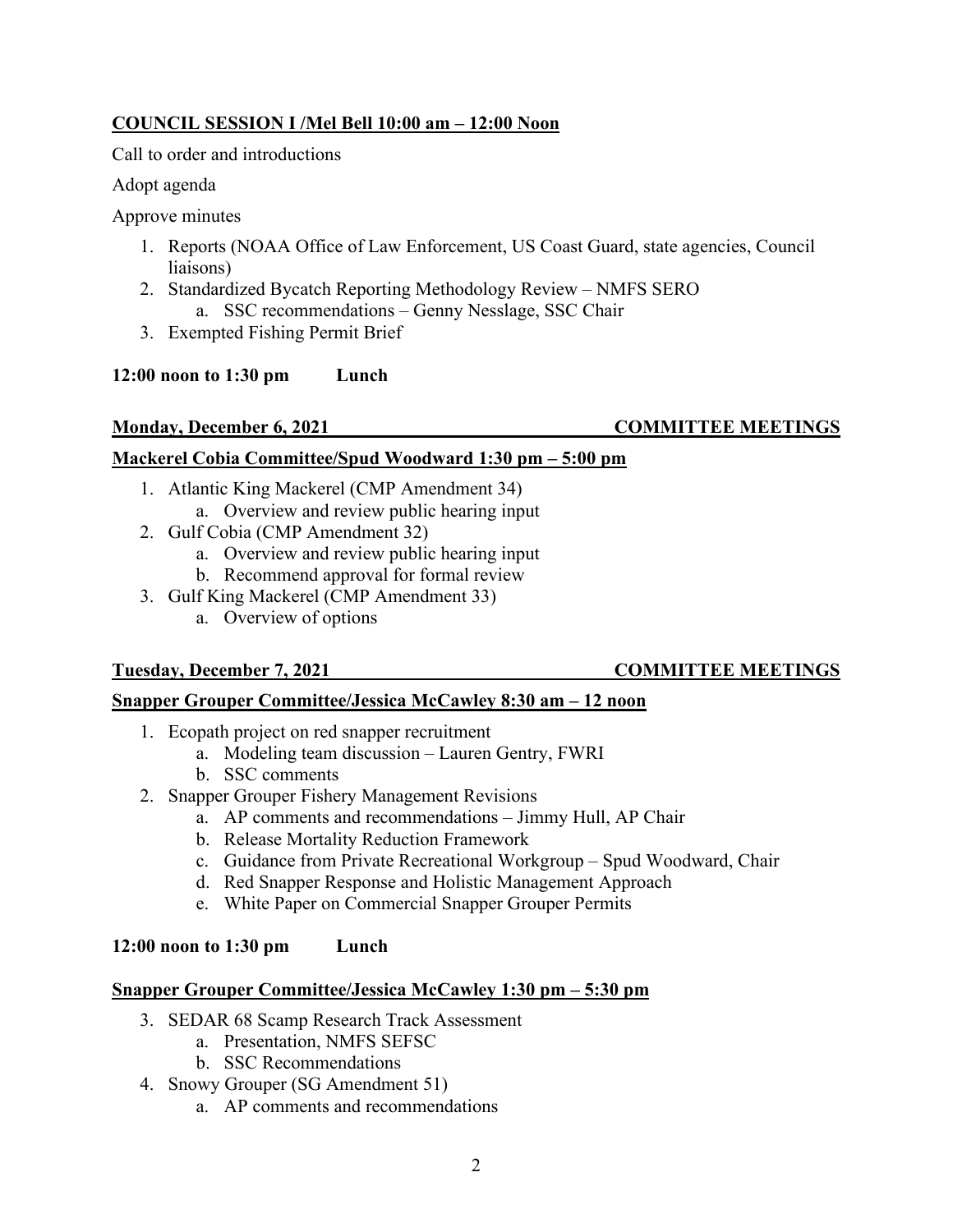**COUNCIL SESSION I /Mel Bell 10:00 am – 12:00 Noon**

Call to order and introductions

Adopt agenda

Approve minutes

1. Reports (NOAA Office of Law Enforcement, US Coast Guard, state agencies, Council liaisons)
2. Standardized Bycatch Reporting Methodology Review – NMFS SERO
   a. SSC recommendations – Genny Nesslage, SSC Chair
3. Exempted Fishing Permit Brief

**12:00 noon to 1:30 pm Lunch**

**Monday, December 6, 2021 COMMITTEE MEETINGS**

**Mackerel Cobia Committee/Spud Woodward 1:30 pm – 5:00 pm**

1. Atlantic King Mackerel (CMP Amendment 34)
   a. Overview and review public hearing input
2. Gulf Cobia (CMP Amendment 32)
   a. Overview and review public hearing input
   b. Recommend approval for formal review
3. Gulf King Mackerel (CMP Amendment 33)
   a. Overview of options

**Tuesday, December 7, 2021 COMMITTEE MEETINGS**

**Snapper Grouper Committee/Jessica McCawley 8:30 am – 12 noon**

1. Ecopath project on red snapper recruitment
   a. Modeling team discussion – Lauren Gentry, FWRI
   b. SSC comments
2. Snapper Grouper Fishery Management Revisions
   a. AP comments and recommendations – Jimmy Hull, AP Chair
   b. Release Mortality Reduction Framework
   c. Guidance from Private Recreational Workgroup – Spud Woodward, Chair
   d. Red Snapper Response and Holistic Management Approach
   e. White Paper on Commercial Snapper Grouper Permits

**12:00 noon to 1:30 pm Lunch**

**Snapper Grouper Committee/Jessica McCawley 1:30 pm – 5:30 pm**

3. SEDAR 68 Scamp Research Track Assessment
   a. Presentation, NMFS SEFSC
   b. SSC Recommendations
4. Snowy Grouper (SG Amendment 51)
   a. AP comments and recommendations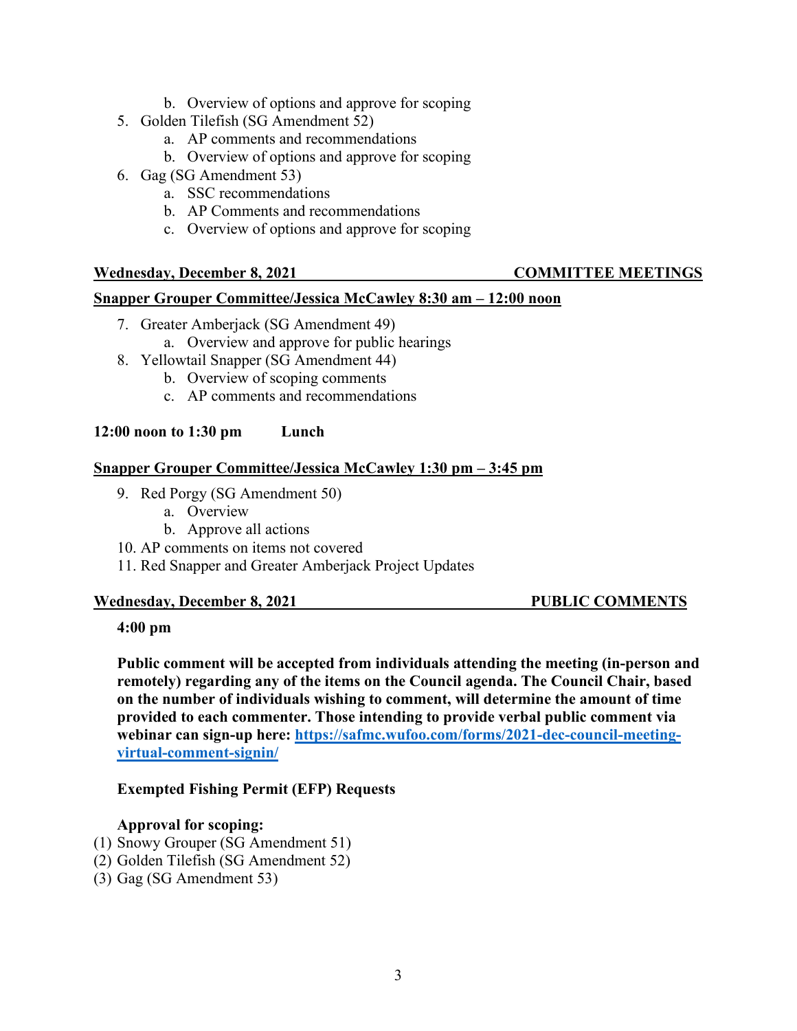b. Overview of options and approve for scoping
5. Golden Tilefish (SG Amendment 52)
   a. AP comments and recommendations
   b. Overview of options and approve for scoping
6. Gag (SG Amendment 53)
   a. SSC recommendations
   b. AP Comments and recommendations
   c. Overview of options and approve for scoping

**Wednesday, December 8, 2021 COMMITTEE MEETINGS**

**Snapper Grouper Committee/Jessica McCawley 8:30 am – 12:00 noon**

7. Greater Amberjack (SG Amendment 49)
   a. Overview and approve for public hearings
8. Yellowtail Snapper (SG Amendment 44)
   b. Overview of scoping comments
   c. AP comments and recommendations

**12:00 noon to 1:30 pm Lunch**

**Snapper Grouper Committee/Jessica McCawley 1:30 pm – 3:45 pm**

9. Red Porgy (SG Amendment 50)
   a. Overview
   b. Approve all actions
10. AP comments on items not covered
11. Red Snapper and Greater Amberjack Project Updates

**Wednesday, December 8, 2021 PUBLIC COMMENTS**

**4:00 pm**

**Public comment will be accepted from individuals attending the meeting (in-person and remotely) regarding any of the items on the Council agenda. The Council Chair, based on the number of individuals wishing to comment, will determine the amount of time provided to each commenter. Those intending to provide verbal public comment via webinar can sign-up here: [https://safmc.wufoo.com/forms/2021-dec-council-meeting-virtual-comment-signin/](https://safmc.wufoo.com/forms/2021-dec-council-meeting-virtual-comment-signin/)**

**Exempted Fishing Permit (EFP) Requests**

**Approval for scoping:**

(1) Snowy Grouper (SG Amendment 51)
(2) Golden Tilefish (SG Amendment 52)
(3) Gag (SG Amendment 53)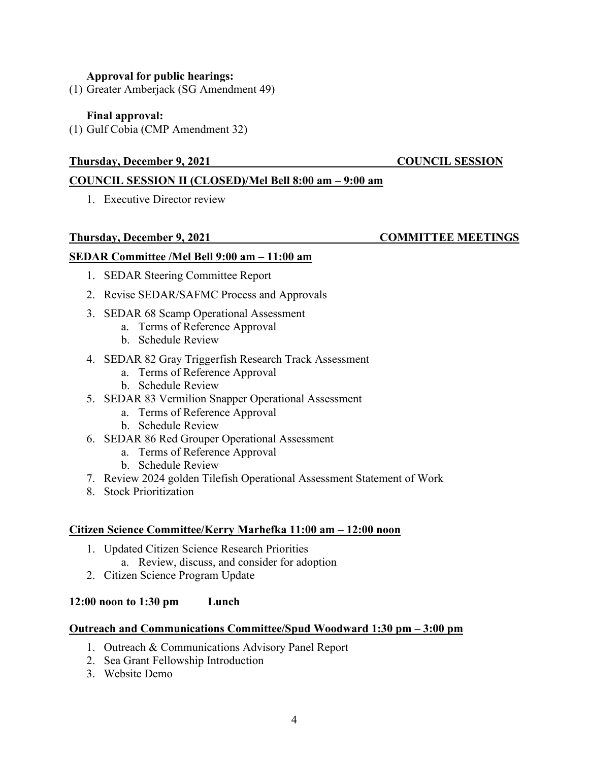**Approval for public hearings:**

(1) Greater Amberjack (SG Amendment 49)

**Final approval:**

(1) Gulf Cobia (CMP Amendment 32)

**Thursday, December 9, 2021 COUNCIL SESSION**

**COUNCIL SESSION II (CLOSED)/Mel Bell 8:00 am – 9:00 am**

1. Executive Director review

**Thursday, December 9, 2021 COMMITTEE MEETINGS**

**SEDAR Committee /Mel Bell 9:00 am – 11:00 am**

1. SEDAR Steering Committee Report
2. Revise SEDAR/SAFMC Process and Approvals
3. SEDAR 68 Scamp Operational Assessment
   a. Terms of Reference Approval
   b. Schedule Review
4. SEDAR 82 Gray Triggerfish Research Track Assessment
   a. Terms of Reference Approval
   b. Schedule Review
5. SEDAR 83 Vermilion Snapper Operational Assessment
   a. Terms of Reference Approval
   b. Schedule Review
6. SEDAR 86 Red Grouper Operational Assessment
   a. Terms of Reference Approval
   b. Schedule Review
7. Review 2024 golden Tilefish Operational Assessment Statement of Work
8. Stock Prioritization

**Citizen Science Committee/Kerry Marhefka 11:00 am – 12:00 noon**

1. Updated Citizen Science Research Priorities
   a. Review, discuss, and consider for adoption
2. Citizen Science Program Update

**12:00 noon to 1:30 pm Lunch**

**Outreach and Communications Committee/Spud Woodward 1:30 pm – 3:00 pm**

1. Outreach & Communications Advisory Panel Report
2. Sea Grant Fellowship Introduction
3. Website Demo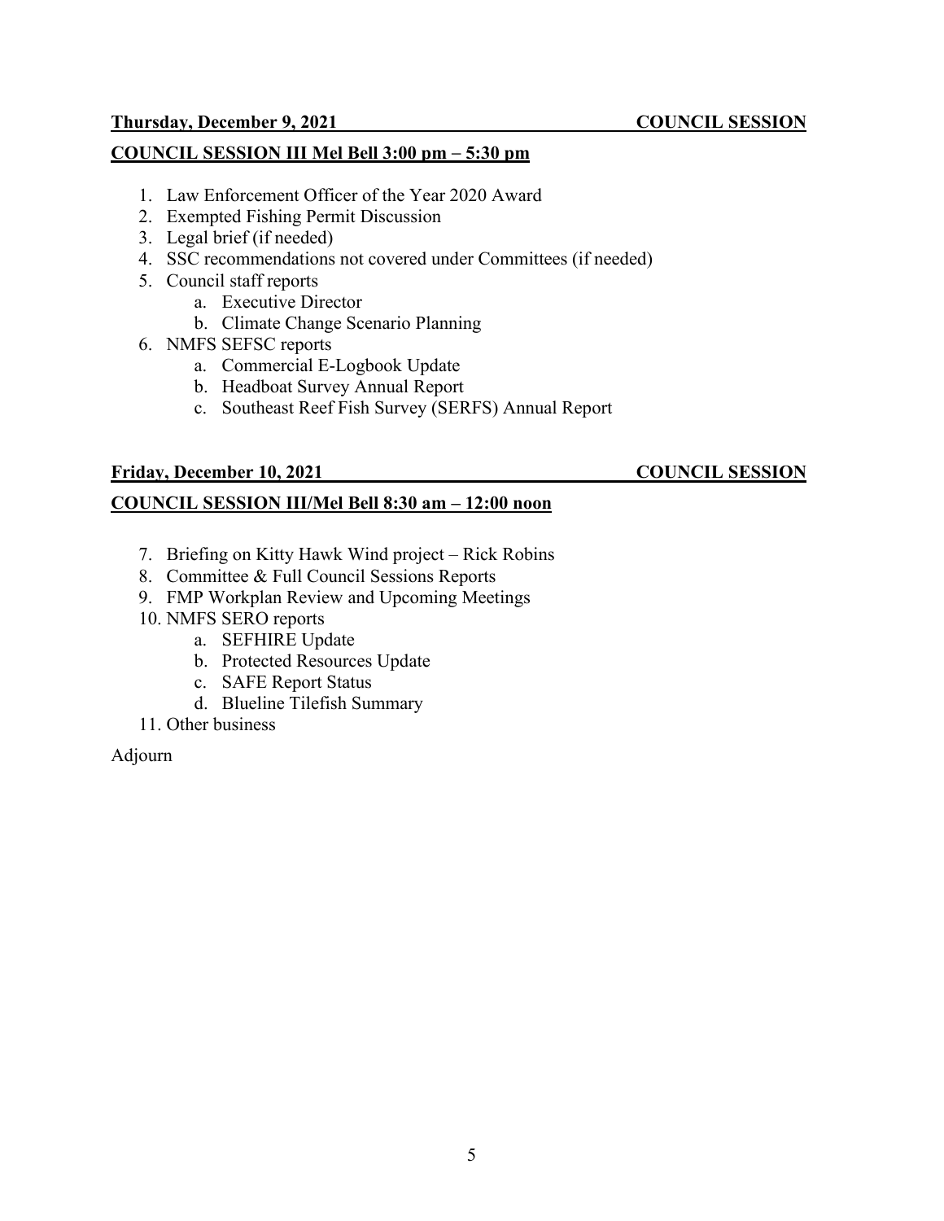**Thursday, December 9, 2021 COUNCIL SESSION**

**COUNCIL SESSION III Mel Bell 3:00 pm – 5:30 pm**

1. Law Enforcement Officer of the Year 2020 Award
2. Exempted Fishing Permit Discussion
3. Legal brief (if needed)
4. SSC recommendations not covered under Committees (if needed)
5. Council staff reports
    a. Executive Director
    b. Climate Change Scenario Planning
6. NMFS SEFSC reports
    a. Commercial E-Logbook Update
    b. Headboat Survey Annual Report
    c. Southeast Reef Fish Survey (SERFS) Annual Report

**Friday, December 10, 2021 COUNCIL SESSION**

**COUNCIL SESSION III/Mel Bell 8:30 am – 12:00 noon**

7. Briefing on Kitty Hawk Wind project – Rick Robins
8. Committee & Full Council Sessions Reports
9. FMP Workplan Review and Upcoming Meetings
10. NMFS SERO reports
    a. SEFHIRE Update
    b. Protected Resources Update
    c. SAFE Report Status
    d. Blueline Tilefish Summary
11. Other business

Adjourn